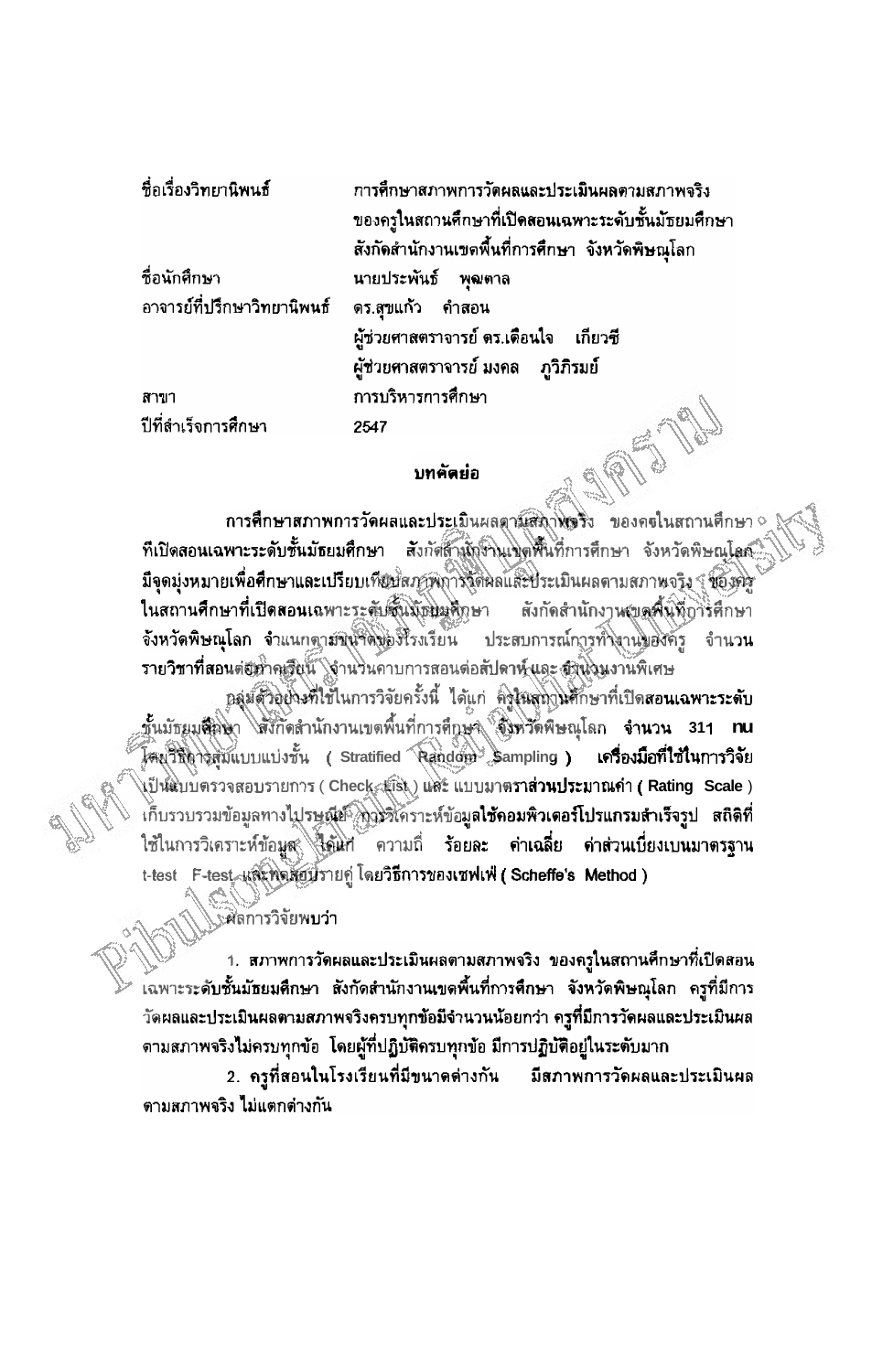| | |
|---|---|
| ชื่อเรื่องวิทยานิพนธ์ | การศึกษาสภาพการวัดผลและประเมินผลตามสภาพจริง ของครูในสถานศึกษาที่เปิดสอนเฉพาะระดับชั้นมัธยมศึกษา สังกัดสำนักงานเขตพื้นที่การศึกษา จังหวัดพิษณุโลก |
| ชื่อนักศึกษา | นายประพันธ์ พุฒตาล |
| อาจารย์ที่ปรึกษาวิทยานิพนธ์ | ดร.สุขแก้ว คำสอน<br>ผู้ช่วยศาสตราจารย์ ดร.เดือนใจ เกียวซี<br>ผู้ช่วยศาสตราจารย์ มงคล ภูวิภิรมย์ |
| สาขา | การบริหารการศึกษา |
| ปีที่สำเร็จการศึกษา | 2547 |

## บทคัดย่อ

การศึกษาสภาพการวัดผลและประเมินผลตามสภาพจริง ของครูในสถานศึกษาที่เปิดสอนเฉพาะระดับชั้นมัธยมศึกษา สังกัดสำนักงานเขตพื้นที่การศึกษา จังหวัดพิษณุโลก มีจุดมุ่งหมายเพื่อศึกษาและเปรียบเทียบสภาพการวัดผลและประเมินผลตามสภาพจริง ของครูในสถานศึกษาที่เปิดสอนเฉพาะระดับชั้นมัธยมศึกษา สังกัดสำนักงานเขตพื้นที่การศึกษา จังหวัดพิษณุโลก จำแนกตามขนาดของโรงเรียน ประสบการณ์การทำงานของครู จำนวนรายวิชาที่สอนต่อภาคเรียน จำนวนคาบการสอนต่อสัปดาห์และจำนวนงานพิเศษ

กลุ่มตัวอย่างที่ใช้ในการวิจัยครั้งนี้ ได้แก่ ครูในสถานศึกษาที่เปิดสอนเฉพาะระดับชั้นมัธยมศึกษา สังกัดสำนักงานเขตพื้นที่การศึกษา จังหวัดพิษณุโลก จำนวน 311 คน โดยวิธีการสุ่มแบบแบ่งชั้น ( Stratified Random Sampling ) เครื่องมือที่ใช้ในการวิจัยเป็นแบบตรวจสอบรายการ ( Check List ) และ แบบมาตราส่วนประมาณค่า ( Rating Scale ) เก็บรวบรวมข้อมูลทางไปรษณีย์ การวิเคราะห์ข้อมูลใช้คอมพิวเตอร์โปรแกรมสำเร็จรูป สถิติที่ใช้ในการวิเคราะห์ข้อมูล ได้แก่ ความถี่ ร้อยละ ค่าเฉลี่ย ค่าส่วนเบี่ยงเบนมาตรฐาน t-test F-test และทดสอบรายคู่ โดยวิธีการของเชฟเฟ่ ( Scheffe's Method )

ผลการวิจัยพบว่า

1. สภาพการวัดผลและประเมินผลตามสภาพจริง ของครูในสถานศึกษาที่เปิดสอนเฉพาะระดับชั้นมัธยมศึกษา สังกัดสำนักงานเขตพื้นที่การศึกษา จังหวัดพิษณุโลก ครูที่มีการวัดผลและประเมินผลตามสภาพจริงครบทุกข้อมีจำนวนน้อยกว่า ครูที่มีการวัดผลและประเมินผลตามสภาพจริงไม่ครบทุกข้อ โดยผู้ที่ปฏิบัติครบทุกข้อ มีการปฏิบัติอยู่ในระดับมาก

2. ครูที่สอนในโรงเรียนที่มีขนาดต่างกัน มีสภาพการวัดผลและประเมินผลตามสภาพจริง ไม่แตกต่างกัน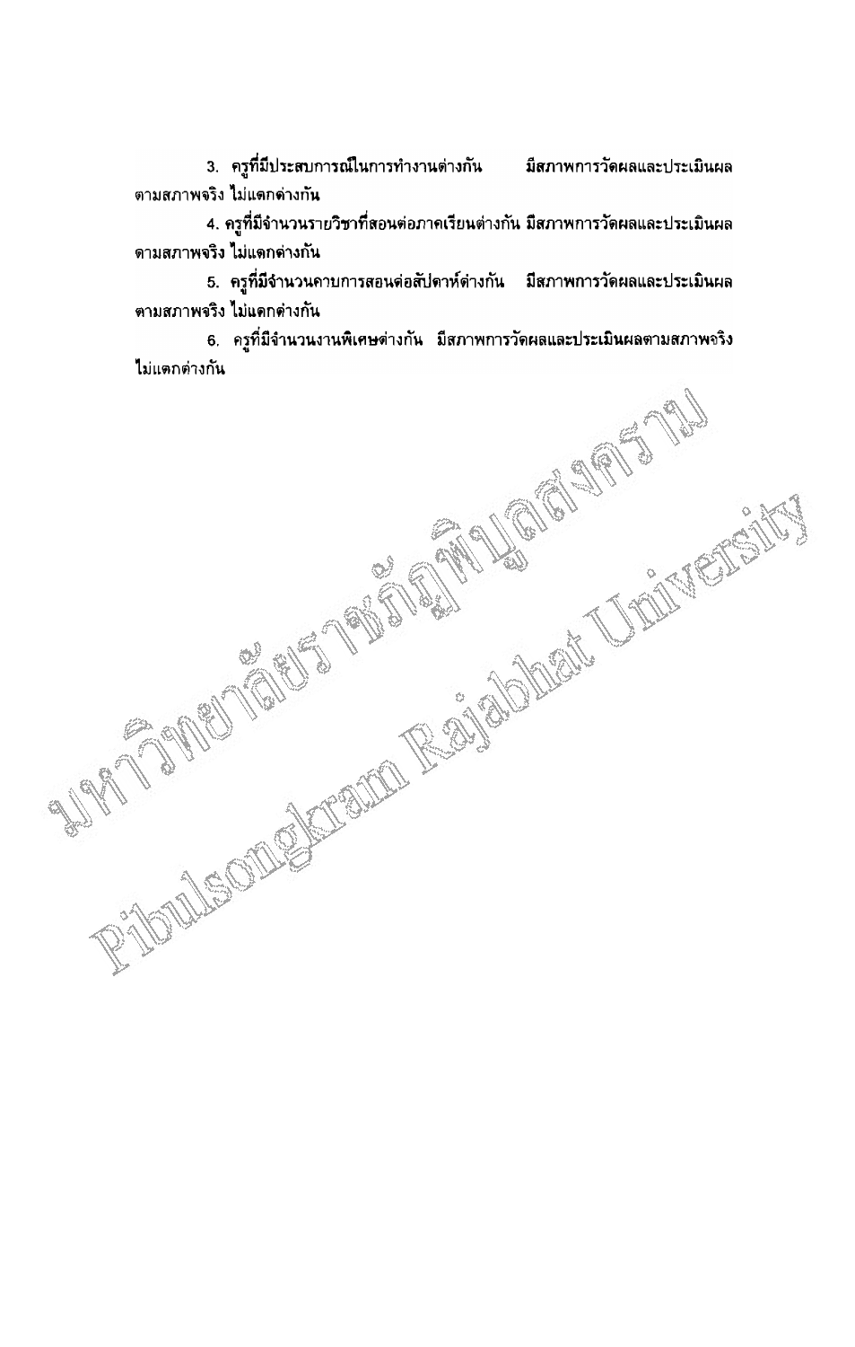3. ครูที่มีประสบการณ์ในการทำงานต่างกัน มีสภาพการวัดผลและประเมินผลตามสภาพจริง ไม่แตกต่างกัน

4. ครูที่มีจำนวนรายวิชาที่สอนต่อภาคเรียนต่างกัน มีสภาพการวัดผลและประเมินผลตามสภาพจริง ไม่แตกต่างกัน

5. ครูที่มีจำนวนคาบการสอนต่อสัปดาห์ต่างกัน มีสภาพการวัดผลและประเมินผลตามสภาพจริง ไม่แตกต่างกัน

6. ครูที่มีจำนวนงานพิเศษต่างกัน มีสภาพการวัดผลและประเมินผลตามสภาพจริง ไม่แตกต่างกัน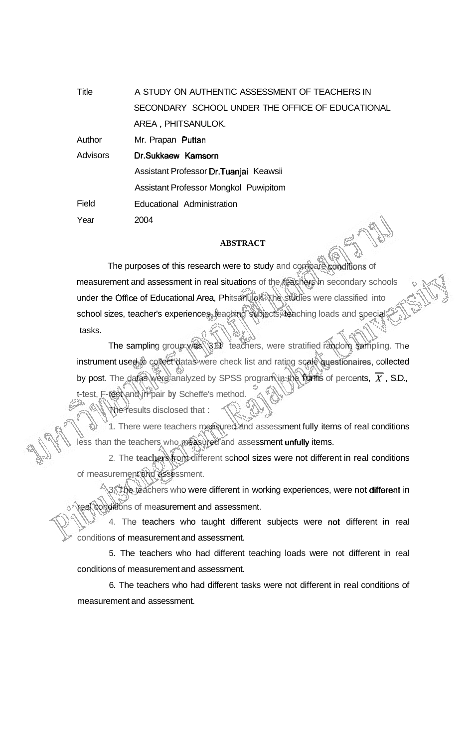| | |
|---|---|
| Title | A STUDY ON AUTHENTIC ASSESSMENT OF TEACHERS IN SECONDARY SCHOOL UNDER THE OFFICE OF EDUCATIONAL AREA , PHITSANULOK. |
| Author | Mr. Prapan Puttan |
| Advisors | Dr.Sukkaew Kamsorn |
| | Assistant Professor Dr.Tuanjai Keawsii |
| | Assistant Professor Mongkol Puwipitom |
| Field | Educational Administration |
| Year | 2004 |

## ABSTRACT

The purposes of this research were to study and compare conditions of measurement and assessment in real situations of the teachers in secondary schools under the Office of Educational Area, Phitsanulok. The studies were classified into school sizes, teacher's experiences, teaching subjects, teaching loads and special tasks.

The sampling group was 311 teachers, were stratified random sampling. The instrument used to collect datas were check list and rating scale questionaires, collected by post. The datas were analyzed by SPSS program in the forms of percents, $\overline{X}$ , S.D., t-test, F-test and in pair by Scheffe's method.

The results disclosed that :

1. There were teachers measured and assessment fully items of real conditions less than the teachers who measured and assessment unfully items.

2. The teachers from different school sizes were not different in real conditions of measurement and assessment.

3. The teachers who were different in working experiences, were not different in real conditions of measurement and assessment.

4. The teachers who taught different subjects were not different in real conditions of measurement and assessment.

5. The teachers who had different teaching loads were not different in real conditions of measurement and assessment.

6. The teachers who had different tasks were not different in real conditions of measurement and assessment.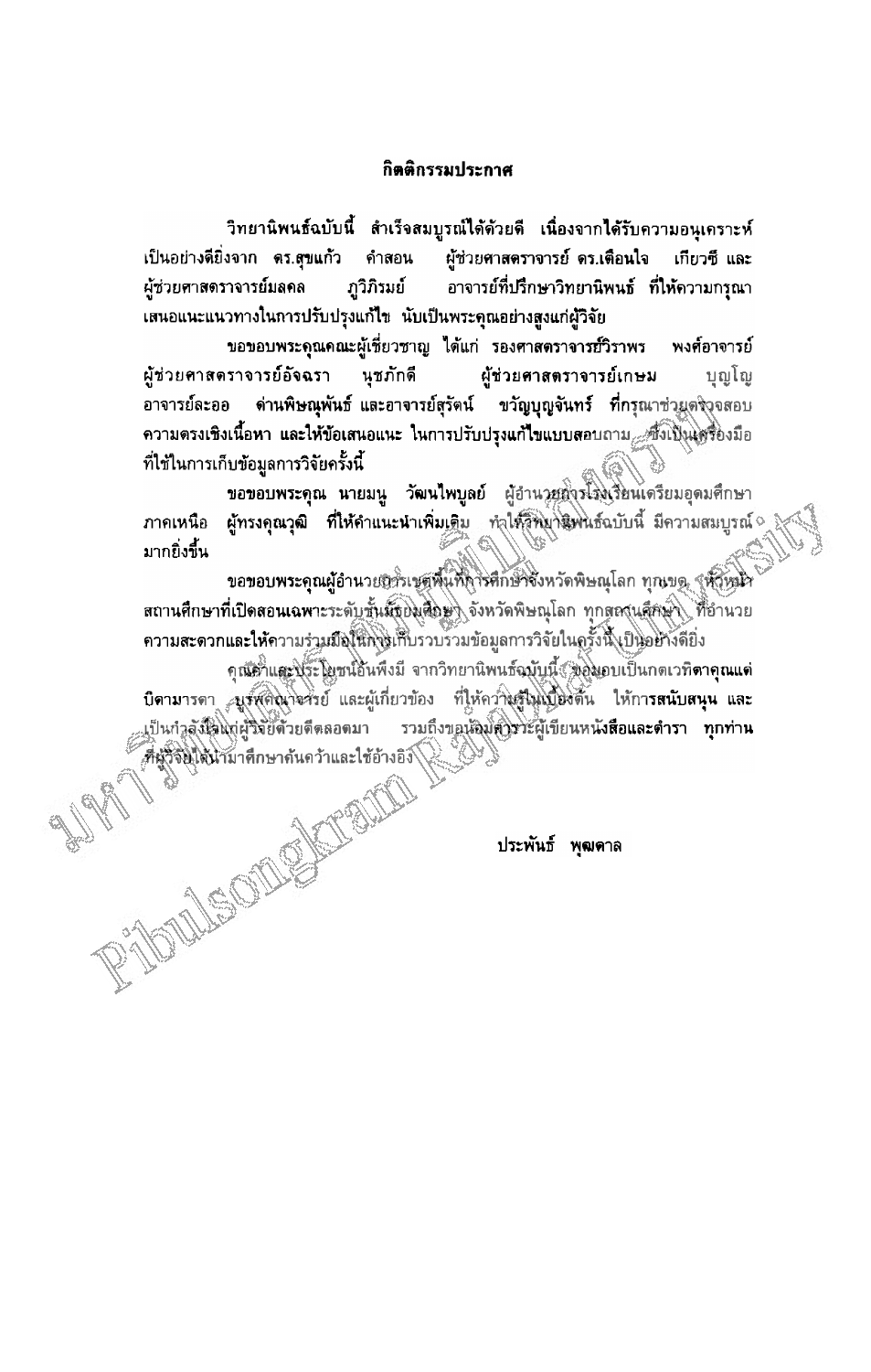# กิตติกรรมประกาศ

วิทยานิพนธ์ฉบับนี้ สำเร็จสมบูรณ์ได้ด้วยดี เนื่องจากได้รับความอนุเคราะห์เป็นอย่างดียิ่งจาก ดร.สุขแก้ว คำสอน ผู้ช่วยศาสตราจารย์ ดร.เดือนใจ เกียวซี และผู้ช่วยศาสตราจารย์มลคล ภูวิภิรมย์ อาจารย์ที่ปรึกษาวิทยานิพนธ์ ที่ให้ความกรุณาเสนอแนะแนวทางในการปรับปรุงแก้ไข นับเป็นพระคุณอย่างสูงแก่ผู้วิจัย

ขอขอบพระคุณคณะผู้เชี่ยวชาญ ได้แก่ รองศาสตราจารย์วิราพร พงศ์อาจารย์ ผู้ช่วยศาสตราจารย์อัจฉรา นุชภักดี ผู้ช่วยศาสตราจารย์เกษม บุญโญ อาจารย์ละออ ด่านพิษณุพันธ์ และอาจารย์สุรัตน์ ขวัญบุญจันทร์ ที่กรุณาช่วยตรวจสอบความตรงเชิงเนื้อหา และให้ข้อเสนอแนะ ในการปรับปรุงแก้ไขแบบสอบถาม ซึ่งเป็นเครื่องมือที่ใช้ในการเก็บข้อมูลการวิจัยครั้งนี้

ขอขอบพระคุณ นายมนู วัฒนไพบูลย์ ผู้อำนวยการโรงเรียนเตรียมอุดมศึกษาภาคเหนือ ผู้ทรงคุณวุฒิ ที่ให้คำแนะนำเพิ่มเติม ทำให้วิทยานิพนธ์ฉบับนี้ มีความสมบูรณ์มากยิ่งขึ้น

ขอขอบพระคุณผู้อำนวยการเขตพื้นที่การศึกษาจังหวัดพิษณุโลก ทุกเขต หัวหน้าสถานศึกษาที่เปิดสอนเฉพาะระดับชั้นมัธยมศึกษา จังหวัดพิษณุโลก ทุกสถานศึกษา ที่อำนวยความสะดวกและให้ความร่วมมือในการเก็บรวบรวมข้อมูลการวิจัยในครั้งนี้ เป็นอย่างดียิ่ง

คุณค่าและประโยชน์อันพึงมี จากวิทยานิพนธ์ฉบับนี้ ขอมอบเป็นกตเวทิตาคุณแด่บิดามารดา บูรพคณาจารย์ และผู้เกี่ยวข้อง ที่ให้ความรู้ในเบื้องต้น ให้การสนับสนุน และเป็นกำลังใจแก่ผู้วิจัยด้วยดีตลอดมา รวมถึงขอน้อมคารวะผู้เขียนหนังสือและตำรา ทุกท่านที่ผู้วิจัยได้นำมาศึกษาค้นคว้าและใช้อ้างอิง

ประพันธ์ พุฒคาล